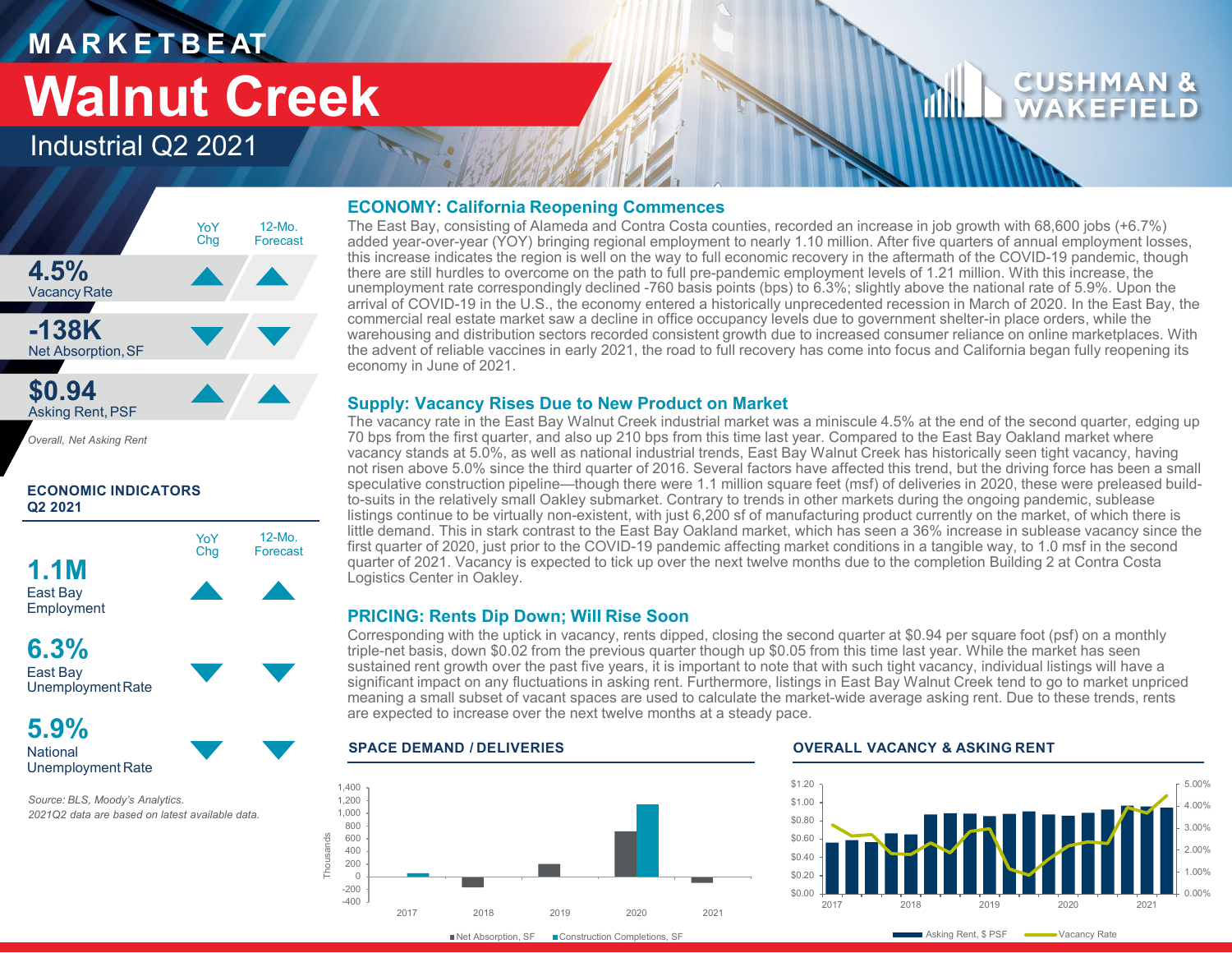# MARKETBEAT

# Walnut Creek

## Industrial Q2 2021

| | YoY Chg | 12-Mo. Forecast |
|---|---|---|
| **4.5%** Vacancy Rate | ▲ | ▲ |
| **-138K** Net Absorption, SF | ▼ | ▼ |
| **$0.94** Asking Rent, PSF | ▲ | ▲ |

*Overall, Net Asking Rent*

### ECONOMIC INDICATORS Q2 2021

| | YoY Chg | 12-Mo. Forecast |
|---|---|---|
| **1.1M** East Bay Employment | ▲ | ▲ |
| **6.3%** East Bay Unemployment Rate | ▼ | ▼ |
| **5.9%** National Unemployment Rate | ▼ | ▼ |

*Source: BLS, Moody's Analytics.*
*2021Q2 data are based on latest available data.*

### ECONOMY: California Reopening Commences

The East Bay, consisting of Alameda and Contra Costa counties, recorded an increase in job growth with 68,600 jobs (+6.7%) added year-over-year (YOY) bringing regional employment to nearly 1.10 million. After five quarters of annual employment losses, this increase indicates the region is well on the way to full economic recovery in the aftermath of the COVID-19 pandemic, though there are still hurdles to overcome on the path to full pre-pandemic employment levels of 1.21 million. With this increase, the unemployment rate correspondingly declined -760 basis points (bps) to 6.3%; slightly above the national rate of 5.9%. Upon the arrival of COVID-19 in the U.S., the economy entered a historically unprecedented recession in March of 2020. In the East Bay, the commercial real estate market saw a decline in office occupancy levels due to government shelter-in place orders, while the warehousing and distribution sectors recorded consistent growth due to increased consumer reliance on online marketplaces. With the advent of reliable vaccines in early 2021, the road to full recovery has come into focus and California began fully reopening its economy in June of 2021.

### Supply: Vacancy Rises Due to New Product on Market

The vacancy rate in the East Bay Walnut Creek industrial market was a miniscule 4.5% at the end of the second quarter, edging up 70 bps from the first quarter, and also up 210 bps from this time last year. Compared to the East Bay Oakland market where vacancy stands at 5.0%, as well as national industrial trends, East Bay Walnut Creek has historically seen tight vacancy, having not risen above 5.0% since the third quarter of 2016. Several factors have affected this trend, but the driving force has been a small speculative construction pipeline—though there were 1.1 million square feet (msf) of deliveries in 2020, these were preleased build-to-suits in the relatively small Oakley submarket. Contrary to trends in other markets during the ongoing pandemic, sublease listings continue to be virtually non-existent, with just 6,200 sf of manufacturing product currently on the market, of which there is little demand. This in stark contrast to the East Bay Oakland market, which has seen a 36% increase in sublease vacancy since the first quarter of 2020, just prior to the COVID-19 pandemic affecting market conditions in a tangible way, to 1.0 msf in the second quarter of 2021. Vacancy is expected to tick up over the next twelve months due to the completion Building 2 at Contra Costa Logistics Center in Oakley.

### PRICING: Rents Dip Down; Will Rise Soon

Corresponding with the uptick in vacancy, rents dipped, closing the second quarter at $0.94 per square foot (psf) on a monthly triple-net basis, down $0.02 from the previous quarter though up $0.05 from this time last year. While the market has seen sustained rent growth over the past five years, it is important to note that with such tight vacancy, individual listings will have a significant impact on any fluctuations in asking rent. Furthermore, listings in East Bay Walnut Creek tend to go to market unpriced meaning a small subset of vacant spaces are used to calculate the market-wide average asking rent. Due to these trends, rents are expected to increase over the next twelve months at a steady pace.

#### SPACE DEMAND / DELIVERIES

Net Absorption, SF / Construction Completions, SF (Thousands), 2017–2021

#### OVERALL VACANCY & ASKING RENT

Asking Rent, $ PSF / Vacancy Rate, 2017–2021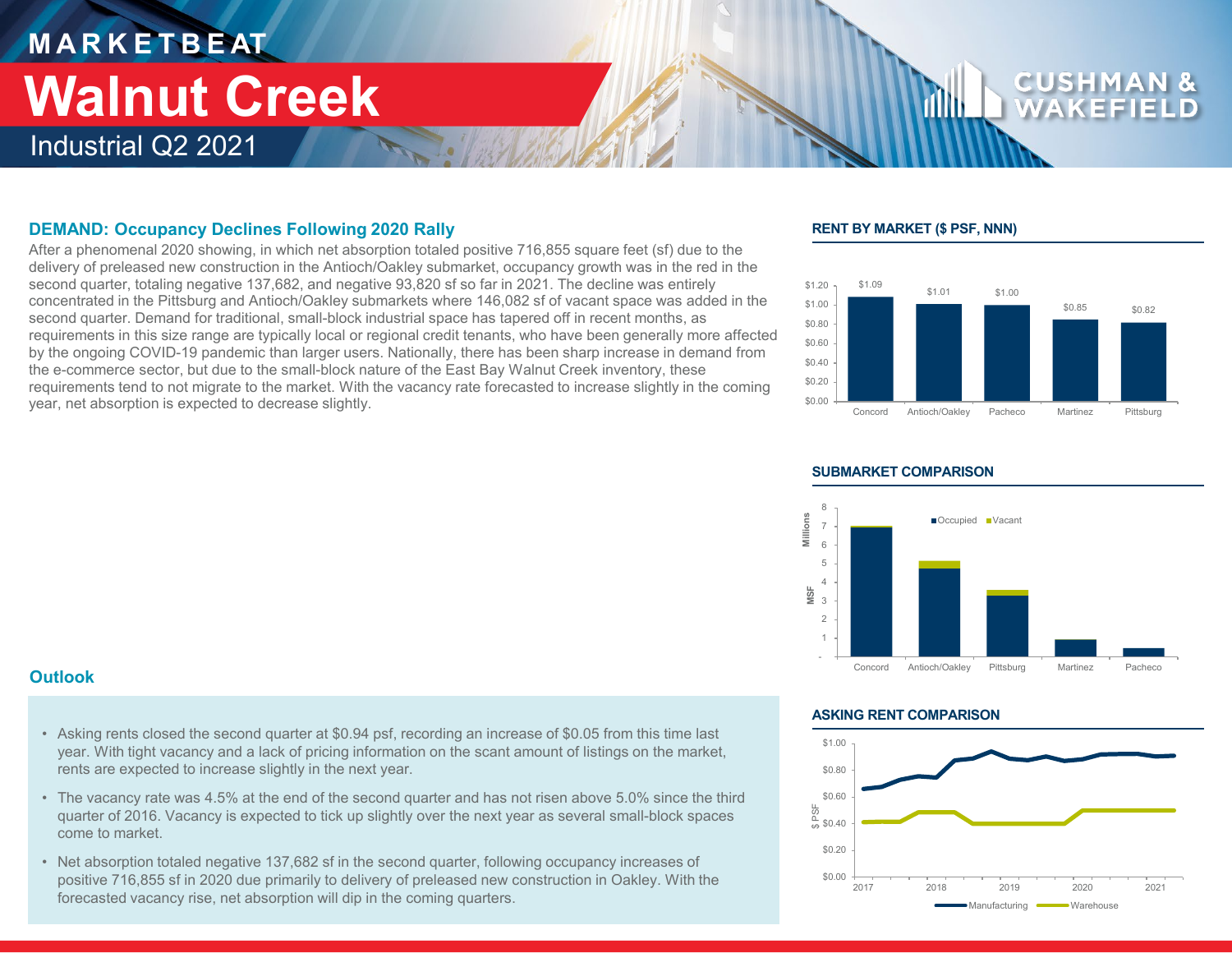# MARKETBEAT

# Walnut Creek

## Industrial Q2 2021

### DEMAND: Occupancy Declines Following 2020 Rally

After a phenomenal 2020 showing, in which net absorption totaled positive 716,855 square feet (sf) due to the delivery of preleased new construction in the Antioch/Oakley submarket, occupancy growth was in the red in the second quarter, totaling negative 137,682, and negative 93,820 sf so far in 2021. The decline was entirely concentrated in the Pittsburg and Antioch/Oakley submarkets where 146,082 sf of vacant space was added in the second quarter. Demand for traditional, small-block industrial space has tapered off in recent months, as requirements in this size range are typically local or regional credit tenants, who have been generally more affected by the ongoing COVID-19 pandemic than larger users. Nationally, there has been sharp increase in demand from the e-commerce sector, but due to the small-block nature of the East Bay Walnut Creek inventory, these requirements tend to not migrate to the market. With the vacancy rate forecasted to increase slightly in the coming year, net absorption is expected to decrease slightly.

### RENT BY MARKET ($ PSF, NNN)

| Market | Rent |
|---|---|
| Concord | $1.09 |
| Antioch/Oakley | $1.01 |
| Pacheco | $1.00 |
| Martinez | $0.85 |
| Pittsburg | $0.82 |

### SUBMARKET COMPARISON

MSF (Millions) — Occupied / Vacant: Concord, Antioch/Oakley, Pittsburg, Martinez, Pacheco

### ASKING RENT COMPARISON

$ PSF — Manufacturing / Warehouse, 2017–2021

### Outlook

- Asking rents closed the second quarter at $0.94 psf, recording an increase of $0.05 from this time last year. With tight vacancy and a lack of pricing information on the scant amount of listings on the market, rents are expected to increase slightly in the next year.
- The vacancy rate was 4.5% at the end of the second quarter and has not risen above 5.0% since the third quarter of 2016. Vacancy is expected to tick up slightly over the next year as several small-block spaces come to market.
- Net absorption totaled negative 137,682 sf in the second quarter, following occupancy increases of positive 716,855 sf in 2020 due primarily to delivery of preleased new construction in Oakley. With the forecasted vacancy rise, net absorption will dip in the coming quarters.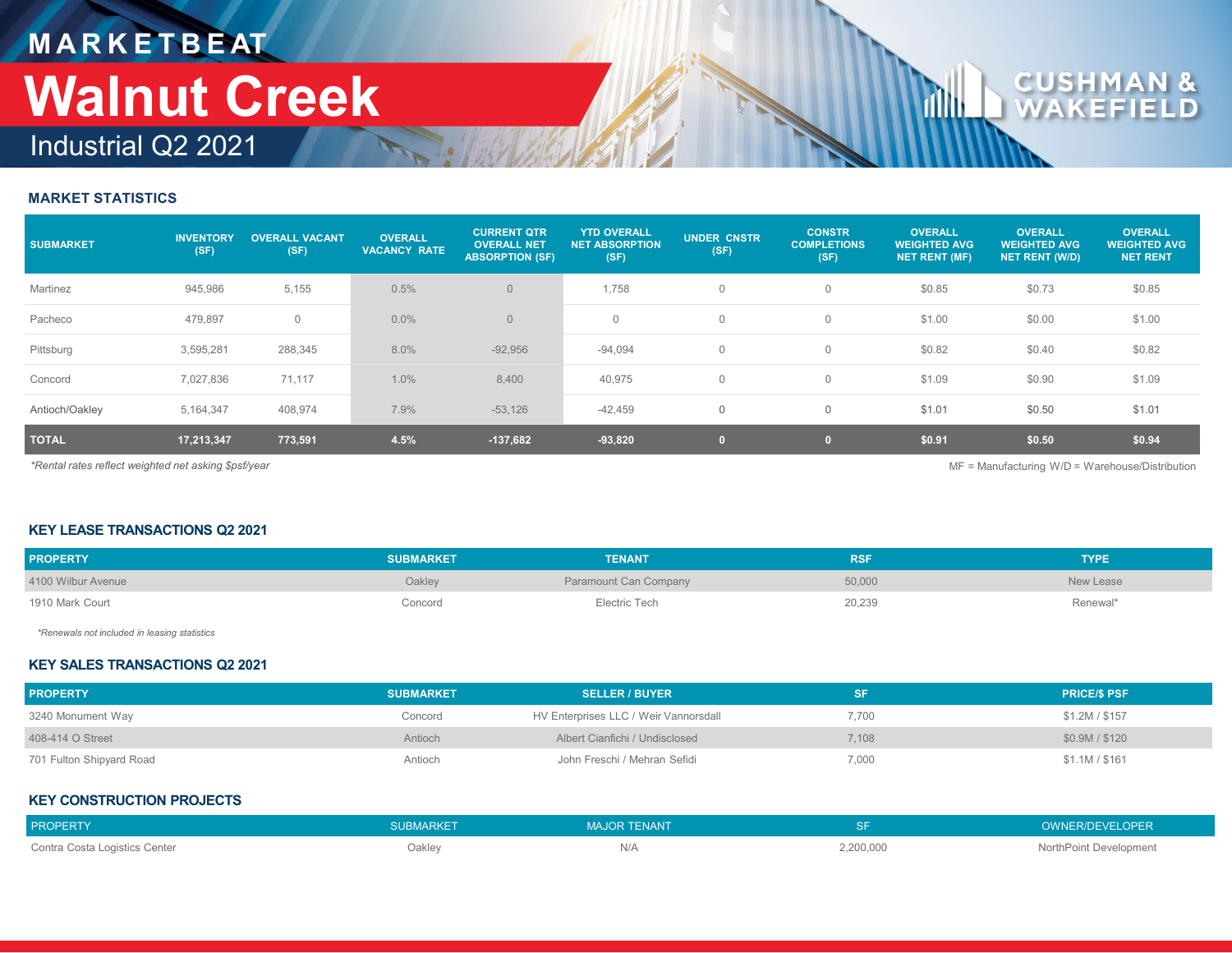# MARKETBEAT

# Walnut Creek

## Industrial Q2 2021

### MARKET STATISTICS

| SUBMARKET | INVENTORY (SF) | OVERALL VACANT (SF) | OVERALL VACANCY RATE | CURRENT QTR OVERALL NET ABSORPTION (SF) | YTD OVERALL NET ABSORPTION (SF) | UNDER CNSTR (SF) | CONSTR COMPLETIONS (SF) | OVERALL WEIGHTED AVG NET RENT (MF) | OVERALL WEIGHTED AVG NET RENT (W/D) | OVERALL WEIGHTED AVG NET RENT |
|---|---|---|---|---|---|---|---|---|---|---|
| Martinez | 945,986 | 5,155 | 0.5% | 0 | 1,758 | 0 | 0 | $0.85 | $0.73 | $0.85 |
| Pacheco | 479,897 | 0 | 0.0% | 0 | 0 | 0 | 0 | $1.00 | $0.00 | $1.00 |
| Pittsburg | 3,595,281 | 288,345 | 8.0% | -92,956 | -94,094 | 0 | 0 | $0.82 | $0.40 | $0.82 |
| Concord | 7,027,836 | 71,117 | 1.0% | 8,400 | 40,975 | 0 | 0 | $1.09 | $0.90 | $1.09 |
| Antioch/Oakley | 5,164,347 | 408,974 | 7.9% | -53,126 | -42,459 | 0 | 0 | $1.01 | $0.50 | $1.01 |
| **TOTAL** | **17,213,347** | **773,591** | **4.5%** | **-137,682** | **-93,820** | **0** | **0** | **$0.91** | **$0.50** | **$0.94** |

*Rental rates reflect weighted net asking $psf/year*

MF = Manufacturing W/D = Warehouse/Distribution

### KEY LEASE TRANSACTIONS Q2 2021

| PROPERTY | SUBMARKET | TENANT | RSF | TYPE |
|---|---|---|---|---|
| 4100 Wilbur Avenue | Oakley | Paramount Can Company | 50,000 | New Lease |
| 1910 Mark Court | Concord | Electric Tech | 20,239 | Renewal* |

*Renewals not included in leasing statistics*

### KEY SALES TRANSACTIONS Q2 2021

| PROPERTY | SUBMARKET | SELLER / BUYER | SF | PRICE/$ PSF |
|---|---|---|---|---|
| 3240 Monument Way | Concord | HV Enterprises LLC / Weir Vannorsdall | 7,700 | $1.2M / $157 |
| 408-414 O Street | Antioch | Albert Cianfichi / Undisclosed | 7,108 | $0.9M / $120 |
| 701 Fulton Shipyard Road | Antioch | John Freschi / Mehran Sefidi | 7,000 | $1.1M / $161 |

### KEY CONSTRUCTION PROJECTS

| PROPERTY | SUBMARKET | MAJOR TENANT | SF | OWNER/DEVELOPER |
|---|---|---|---|---|
| Contra Costa Logistics Center | Oakley | N/A | 2,200,000 | NorthPoint Development |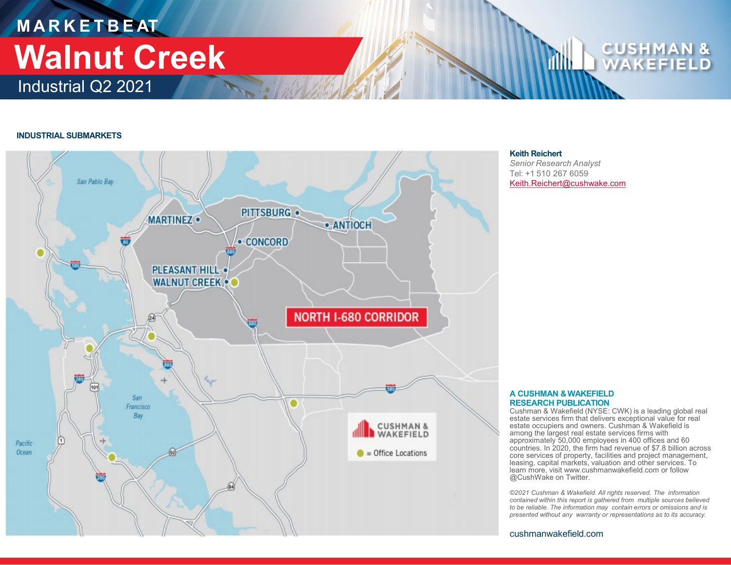MARKETBEAT

# Walnut Creek

Industrial Q2 2021

## INDUSTRIAL SUBMARKETS

San Pablo Bay

MARTINEZ

PITTSBURG

ANTIOCH

CONCORD

PLEASANT HILL

WALNUT CREEK

NORTH I-680 CORRIDOR

San Francisco Bay

Pacific Ocean

CUSHMAN & WAKEFIELD

= Office Locations

**Keith Reichert**
*Senior Research Analyst*
Tel: +1 510 267 6059
Keith.Reichert@cushwake.com

### A CUSHMAN & WAKEFIELD RESEARCH PUBLICATION

Cushman & Wakefield (NYSE: CWK) is a leading global real estate services firm that delivers exceptional value for real estate occupiers and owners. Cushman & Wakefield is among the largest real estate services firms with approximately 50,000 employees in 400 offices and 60 countries. In 2020, the firm had revenue of $7.8 billion across core services of property, facilities and project management, leasing, capital markets, valuation and other services. To learn more, visit www.cushmanwakefield.com or follow @CushWake on Twitter.

*©2021 Cushman & Wakefield. All rights reserved. The information contained within this report is gathered from multiple sources believed to be reliable. The information may contain errors or omissions and is presented without any warranty or representations as to its accuracy.*

cushmanwakefield.com